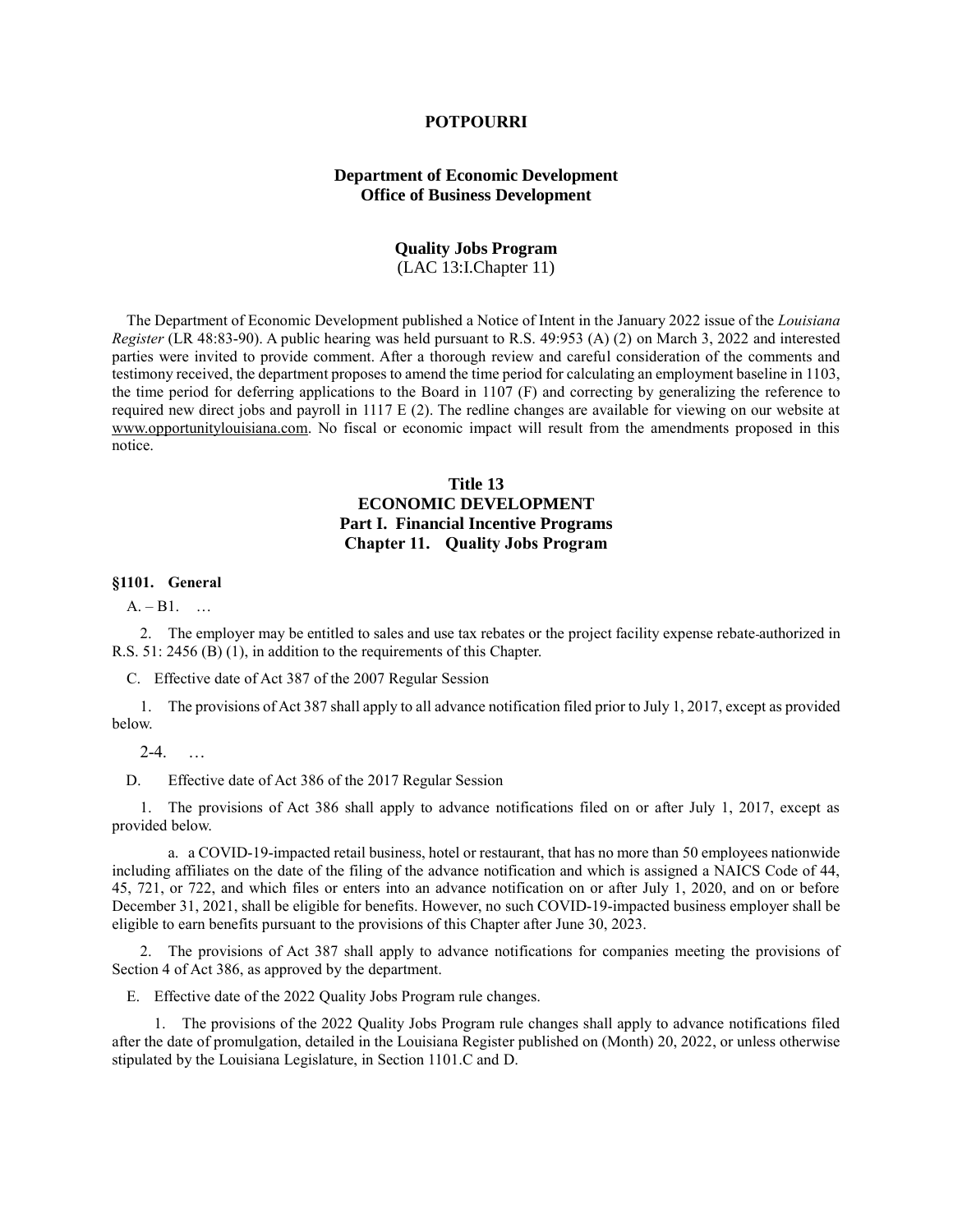**POTPOURRI**

**Department of Economic Development**
**Office of Business Development**

**Quality Jobs Program**
(LAC 13:I.Chapter 11)

The Department of Economic Development published a Notice of Intent in the January 2022 issue of the *Louisiana Register* (LR 48:83-90). A public hearing was held pursuant to R.S. 49:953 (A) (2) on March 3, 2022 and interested parties were invited to provide comment. After a thorough review and careful consideration of the comments and testimony received, the department proposes to amend the time period for calculating an employment baseline in 1103, the time period for deferring applications to the Board in 1107 (F) and correcting by generalizing the reference to required new direct jobs and payroll in 1117 E (2). The redline changes are available for viewing on our website at www.opportunitylouisiana.com. No fiscal or economic impact will result from the amendments proposed in this notice.

**Title 13**
**ECONOMIC DEVELOPMENT**
**Part I. Financial Incentive Programs**
**Chapter 11. Quality Jobs Program**

**§1101. General**

A. – B1. …

2. The employer may be entitled to sales and use tax rebates or the project facility expense rebate authorized in R.S. 51: 2456 (B) (1), in addition to the requirements of this Chapter.

C. Effective date of Act 387 of the 2007 Regular Session

1. The provisions of Act 387 shall apply to all advance notification filed prior to July 1, 2017, except as provided below.

2-4. …

D. Effective date of Act 386 of the 2017 Regular Session

1. The provisions of Act 386 shall apply to advance notifications filed on or after July 1, 2017, except as provided below.

a. a COVID-19-impacted retail business, hotel or restaurant, that has no more than 50 employees nationwide including affiliates on the date of the filing of the advance notification and which is assigned a NAICS Code of 44, 45, 721, or 722, and which files or enters into an advance notification on or after July 1, 2020, and on or before December 31, 2021, shall be eligible for benefits. However, no such COVID-19-impacted business employer shall be eligible to earn benefits pursuant to the provisions of this Chapter after June 30, 2023.

2. The provisions of Act 387 shall apply to advance notifications for companies meeting the provisions of Section 4 of Act 386, as approved by the department.

E. Effective date of the 2022 Quality Jobs Program rule changes.

1. The provisions of the 2022 Quality Jobs Program rule changes shall apply to advance notifications filed after the date of promulgation, detailed in the Louisiana Register published on (Month) 20, 2022, or unless otherwise stipulated by the Louisiana Legislature, in Section 1101.C and D.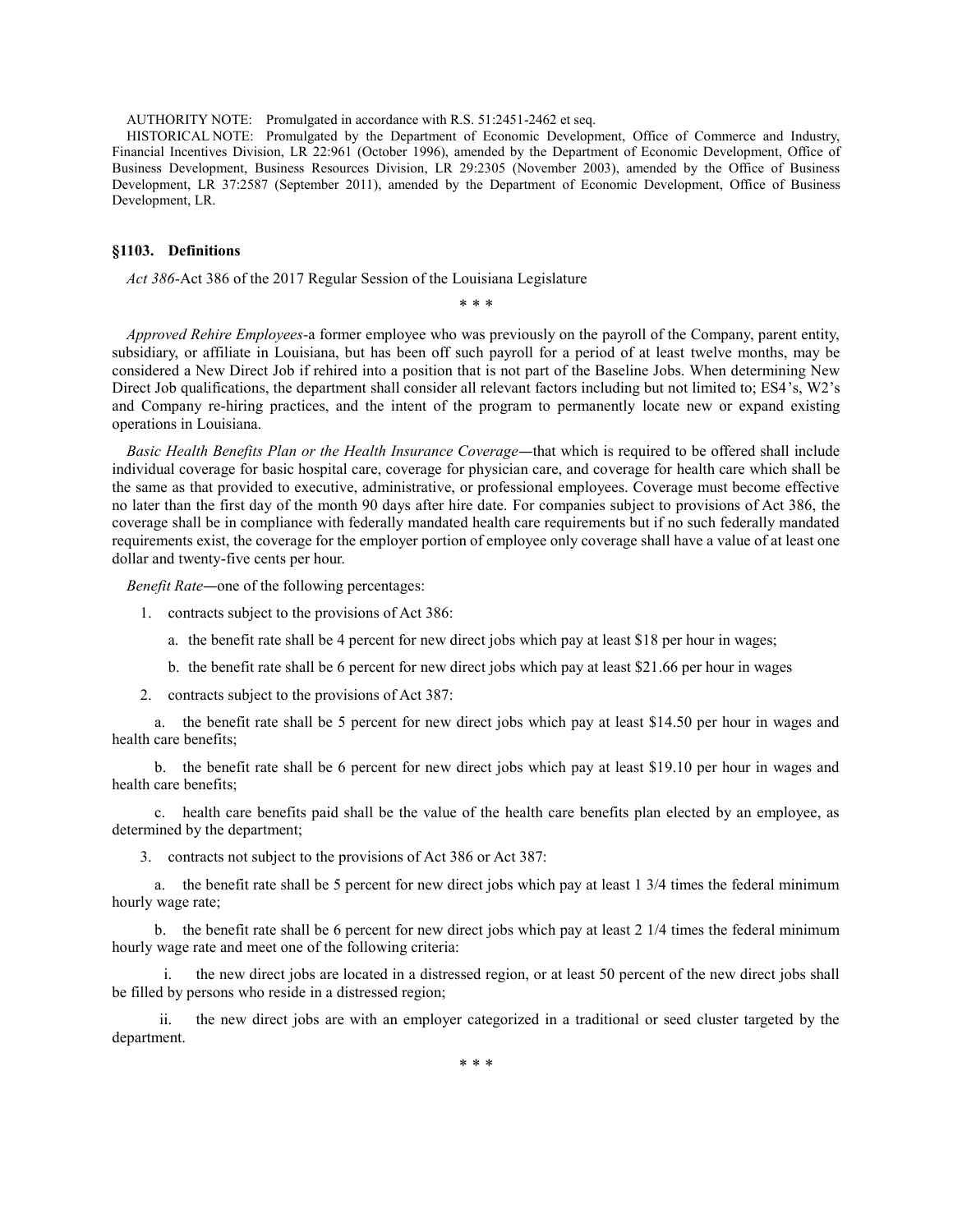AUTHORITY NOTE: Promulgated in accordance with R.S. 51:2451-2462 et seq.

HISTORICAL NOTE: Promulgated by the Department of Economic Development, Office of Commerce and Industry, Financial Incentives Division, LR 22:961 (October 1996), amended by the Department of Economic Development, Office of Business Development, Business Resources Division, LR 29:2305 (November 2003), amended by the Office of Business Development, LR 37:2587 (September 2011), amended by the Department of Economic Development, Office of Business Development, LR.

### §1103. Definitions

*Act 386*-Act 386 of the 2017 Regular Session of the Louisiana Legislature

\* \* \*

*Approved Rehire Employees*-a former employee who was previously on the payroll of the Company, parent entity, subsidiary, or affiliate in Louisiana, but has been off such payroll for a period of at least twelve months, may be considered a New Direct Job if rehired into a position that is not part of the Baseline Jobs. When determining New Direct Job qualifications, the department shall consider all relevant factors including but not limited to; ES4's, W2's and Company re-hiring practices, and the intent of the program to permanently locate new or expand existing operations in Louisiana.

*Basic Health Benefits Plan or the Health Insurance Coverage*―that which is required to be offered shall include individual coverage for basic hospital care, coverage for physician care, and coverage for health care which shall be the same as that provided to executive, administrative, or professional employees. Coverage must become effective no later than the first day of the month 90 days after hire date. For companies subject to provisions of Act 386, the coverage shall be in compliance with federally mandated health care requirements but if no such federally mandated requirements exist, the coverage for the employer portion of employee only coverage shall have a value of at least one dollar and twenty-five cents per hour.

*Benefit Rate*―one of the following percentages:

1. contracts subject to the provisions of Act 386:
   - a. the benefit rate shall be 4 percent for new direct jobs which pay at least $18 per hour in wages;
   - b. the benefit rate shall be 6 percent for new direct jobs which pay at least $21.66 per hour in wages
2. contracts subject to the provisions of Act 387:
   - a. the benefit rate shall be 5 percent for new direct jobs which pay at least $14.50 per hour in wages and health care benefits;
   - b. the benefit rate shall be 6 percent for new direct jobs which pay at least $19.10 per hour in wages and health care benefits;
   - c. health care benefits paid shall be the value of the health care benefits plan elected by an employee, as determined by the department;
3. contracts not subject to the provisions of Act 386 or Act 387:
   - a. the benefit rate shall be 5 percent for new direct jobs which pay at least 1 3/4 times the federal minimum hourly wage rate;
   - b. the benefit rate shall be 6 percent for new direct jobs which pay at least 2 1/4 times the federal minimum hourly wage rate and meet one of the following criteria:
     - i. the new direct jobs are located in a distressed region, or at least 50 percent of the new direct jobs shall be filled by persons who reside in a distressed region;
     - ii. the new direct jobs are with an employer categorized in a traditional or seed cluster targeted by the department.

\* \* \*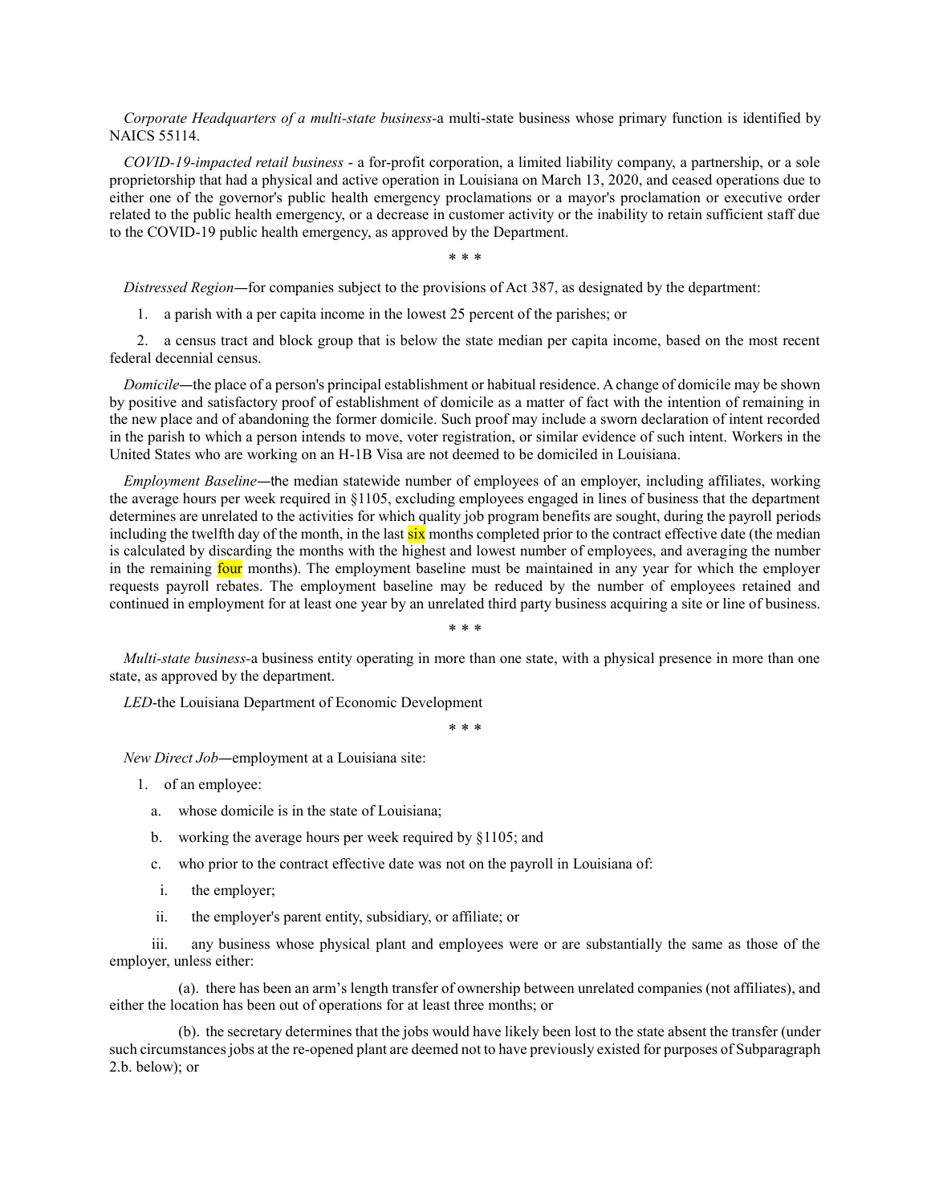*Corporate Headquarters of a multi-state business*-a multi-state business whose primary function is identified by NAICS 55114.

*COVID-19-impacted retail business* - a for-profit corporation, a limited liability company, a partnership, or a sole proprietorship that had a physical and active operation in Louisiana on March 13, 2020, and ceased operations due to either one of the governor's public health emergency proclamations or a mayor's proclamation or executive order related to the public health emergency, or a decrease in customer activity or the inability to retain sufficient staff due to the COVID-19 public health emergency, as approved by the Department.

\* \* \*

*Distressed Region*—for companies subject to the provisions of Act 387, as designated by the department:

1. a parish with a per capita income in the lowest 25 percent of the parishes; or

2. a census tract and block group that is below the state median per capita income, based on the most recent federal decennial census.

*Domicile*—the place of a person's principal establishment or habitual residence. A change of domicile may be shown by positive and satisfactory proof of establishment of domicile as a matter of fact with the intention of remaining in the new place and of abandoning the former domicile. Such proof may include a sworn declaration of intent recorded in the parish to which a person intends to move, voter registration, or similar evidence of such intent. Workers in the United States who are working on an H-1B Visa are not deemed to be domiciled in Louisiana.

*Employment Baseline*—the median statewide number of employees of an employer, including affiliates, working the average hours per week required in §1105, excluding employees engaged in lines of business that the department determines are unrelated to the activities for which quality job program benefits are sought, during the payroll periods including the twelfth day of the month, in the last six months completed prior to the contract effective date (the median is calculated by discarding the months with the highest and lowest number of employees, and averaging the number in the remaining four months). The employment baseline must be maintained in any year for which the employer requests payroll rebates. The employment baseline may be reduced by the number of employees retained and continued in employment for at least one year by an unrelated third party business acquiring a site or line of business.

\* \* \*

*Multi-state business*-a business entity operating in more than one state, with a physical presence in more than one state, as approved by the department.

*LED*-the Louisiana Department of Economic Development

\* \* \*

*New Direct Job*—employment at a Louisiana site:

1. of an employee:

   a. whose domicile is in the state of Louisiana;

   b. working the average hours per week required by §1105; and

   c. who prior to the contract effective date was not on the payroll in Louisiana of:

      i. the employer;

      ii. the employer's parent entity, subsidiary, or affiliate; or

      iii. any business whose physical plant and employees were or are substantially the same as those of the employer, unless either:

         (a). there has been an arm's length transfer of ownership between unrelated companies (not affiliates), and either the location has been out of operations for at least three months; or

         (b). the secretary determines that the jobs would have likely been lost to the state absent the transfer (under such circumstances jobs at the re-opened plant are deemed not to have previously existed for purposes of Subparagraph 2.b. below); or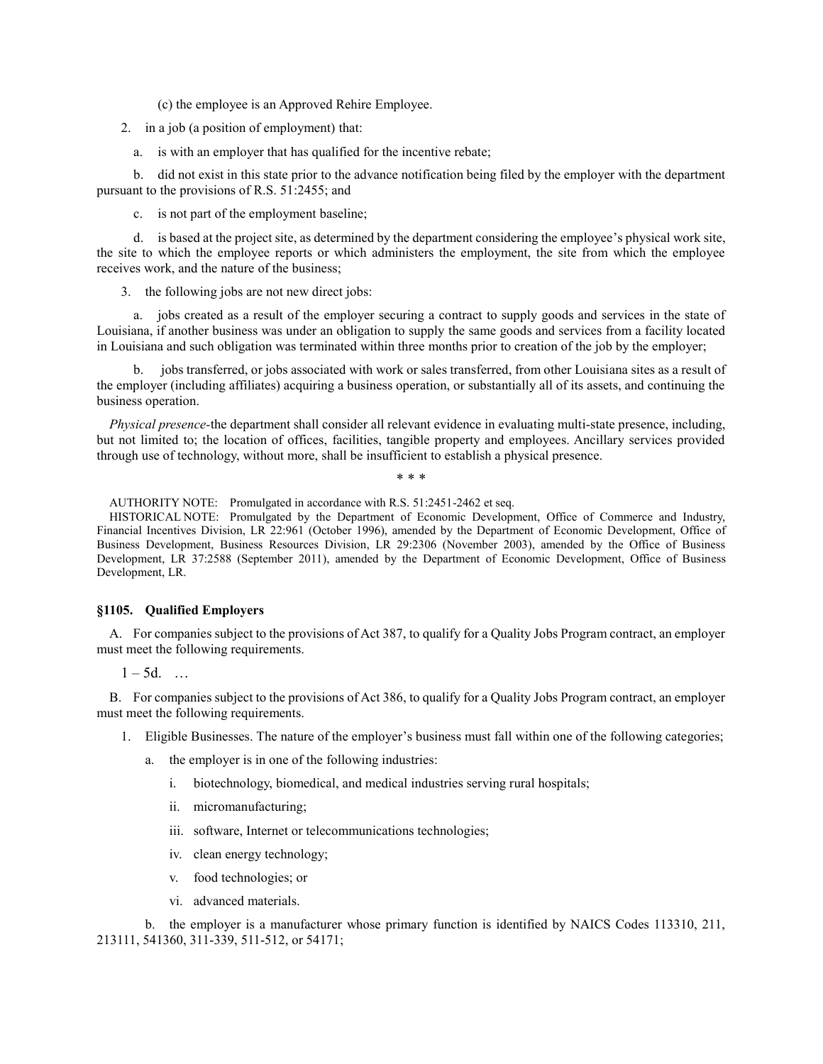(c) the employee is an Approved Rehire Employee.

2. in a job (a position of employment) that:

a. is with an employer that has qualified for the incentive rebate;

b. did not exist in this state prior to the advance notification being filed by the employer with the department pursuant to the provisions of R.S. 51:2455; and

c. is not part of the employment baseline;

d. is based at the project site, as determined by the department considering the employee's physical work site, the site to which the employee reports or which administers the employment, the site from which the employee receives work, and the nature of the business;

3. the following jobs are not new direct jobs:

a. jobs created as a result of the employer securing a contract to supply goods and services in the state of Louisiana, if another business was under an obligation to supply the same goods and services from a facility located in Louisiana and such obligation was terminated within three months prior to creation of the job by the employer;

b. jobs transferred, or jobs associated with work or sales transferred, from other Louisiana sites as a result of the employer (including affiliates) acquiring a business operation, or substantially all of its assets, and continuing the business operation.

*Physical presence*-the department shall consider all relevant evidence in evaluating multi-state presence, including, but not limited to; the location of offices, facilities, tangible property and employees. Ancillary services provided through use of technology, without more, shall be insufficient to establish a physical presence.

\* \* \*

AUTHORITY NOTE: Promulgated in accordance with R.S. 51:2451-2462 et seq.

HISTORICAL NOTE: Promulgated by the Department of Economic Development, Office of Commerce and Industry, Financial Incentives Division, LR 22:961 (October 1996), amended by the Department of Economic Development, Office of Business Development, Business Resources Division, LR 29:2306 (November 2003), amended by the Office of Business Development, LR 37:2588 (September 2011), amended by the Department of Economic Development, Office of Business Development, LR.

### §1105. Qualified Employers

A. For companies subject to the provisions of Act 387, to qualify for a Quality Jobs Program contract, an employer must meet the following requirements.

1 – 5d. …

B. For companies subject to the provisions of Act 386, to qualify for a Quality Jobs Program contract, an employer must meet the following requirements.

1. Eligible Businesses. The nature of the employer's business must fall within one of the following categories;

a. the employer is in one of the following industries:

i. biotechnology, biomedical, and medical industries serving rural hospitals;

ii. micromanufacturing;

iii. software, Internet or telecommunications technologies;

iv. clean energy technology;

v. food technologies; or

vi. advanced materials.

b. the employer is a manufacturer whose primary function is identified by NAICS Codes 113310, 211, 213111, 541360, 311-339, 511-512, or 54171;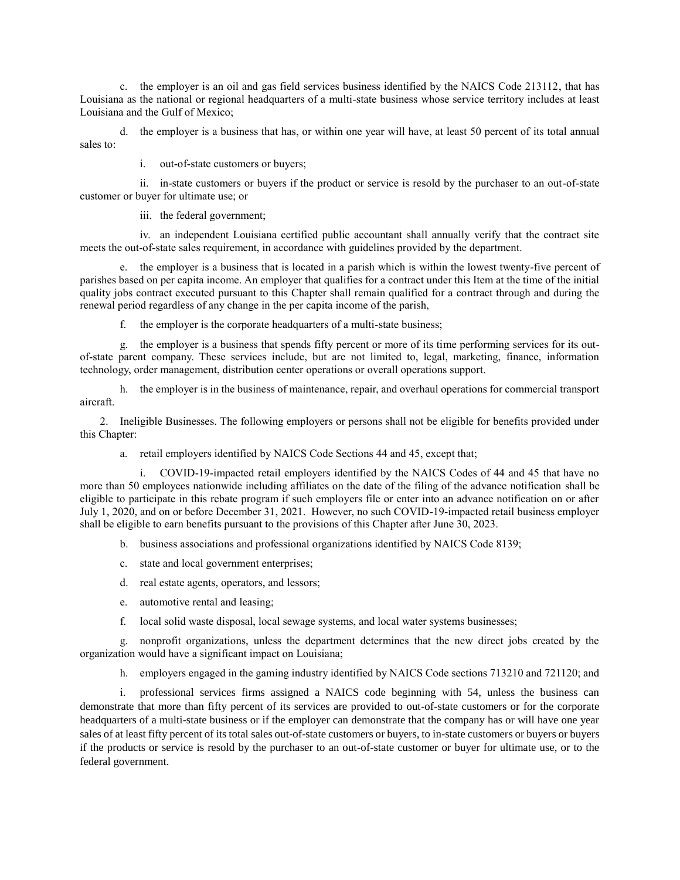c. the employer is an oil and gas field services business identified by the NAICS Code 213112, that has Louisiana as the national or regional headquarters of a multi-state business whose service territory includes at least Louisiana and the Gulf of Mexico;

d. the employer is a business that has, or within one year will have, at least 50 percent of its total annual sales to:

i. out-of-state customers or buyers;

ii. in-state customers or buyers if the product or service is resold by the purchaser to an out-of-state customer or buyer for ultimate use; or

iii. the federal government;

iv. an independent Louisiana certified public accountant shall annually verify that the contract site meets the out-of-state sales requirement, in accordance with guidelines provided by the department.

e. the employer is a business that is located in a parish which is within the lowest twenty-five percent of parishes based on per capita income. An employer that qualifies for a contract under this Item at the time of the initial quality jobs contract executed pursuant to this Chapter shall remain qualified for a contract through and during the renewal period regardless of any change in the per capita income of the parish,

f. the employer is the corporate headquarters of a multi-state business;

g. the employer is a business that spends fifty percent or more of its time performing services for its out-of-state parent company. These services include, but are not limited to, legal, marketing, finance, information technology, order management, distribution center operations or overall operations support.

h. the employer is in the business of maintenance, repair, and overhaul operations for commercial transport aircraft.

2. Ineligible Businesses. The following employers or persons shall not be eligible for benefits provided under this Chapter:

a. retail employers identified by NAICS Code Sections 44 and 45, except that;

i. COVID-19-impacted retail employers identified by the NAICS Codes of 44 and 45 that have no more than 50 employees nationwide including affiliates on the date of the filing of the advance notification shall be eligible to participate in this rebate program if such employers file or enter into an advance notification on or after July 1, 2020, and on or before December 31, 2021. However, no such COVID-19-impacted retail business employer shall be eligible to earn benefits pursuant to the provisions of this Chapter after June 30, 2023.

b. business associations and professional organizations identified by NAICS Code 8139;

c. state and local government enterprises;

d. real estate agents, operators, and lessors;

e. automotive rental and leasing;

f. local solid waste disposal, local sewage systems, and local water systems businesses;

g. nonprofit organizations, unless the department determines that the new direct jobs created by the organization would have a significant impact on Louisiana;

h. employers engaged in the gaming industry identified by NAICS Code sections 713210 and 721120; and

i. professional services firms assigned a NAICS code beginning with 54, unless the business can demonstrate that more than fifty percent of its services are provided to out-of-state customers or for the corporate headquarters of a multi-state business or if the employer can demonstrate that the company has or will have one year sales of at least fifty percent of its total sales out-of-state customers or buyers, to in-state customers or buyers or buyers if the products or service is resold by the purchaser to an out-of-state customer or buyer for ultimate use, or to the federal government.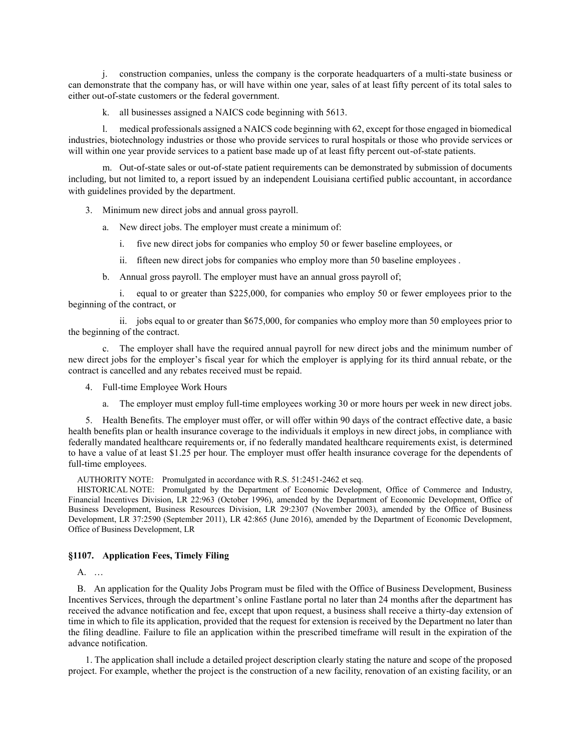j. construction companies, unless the company is the corporate headquarters of a multi-state business or can demonstrate that the company has, or will have within one year, sales of at least fifty percent of its total sales to either out-of-state customers or the federal government.

k. all businesses assigned a NAICS code beginning with 5613.

l. medical professionals assigned a NAICS code beginning with 62, except for those engaged in biomedical industries, biotechnology industries or those who provide services to rural hospitals or those who provide services or will within one year provide services to a patient base made up of at least fifty percent out-of-state patients.

m. Out-of-state sales or out-of-state patient requirements can be demonstrated by submission of documents including, but not limited to, a report issued by an independent Louisiana certified public accountant, in accordance with guidelines provided by the department.

3. Minimum new direct jobs and annual gross payroll.

a. New direct jobs. The employer must create a minimum of:

i. five new direct jobs for companies who employ 50 or fewer baseline employees, or

ii. fifteen new direct jobs for companies who employ more than 50 baseline employees .

b. Annual gross payroll. The employer must have an annual gross payroll of;

i. equal to or greater than $225,000, for companies who employ 50 or fewer employees prior to the beginning of the contract, or

ii. jobs equal to or greater than $675,000, for companies who employ more than 50 employees prior to the beginning of the contract.

c. The employer shall have the required annual payroll for new direct jobs and the minimum number of new direct jobs for the employer's fiscal year for which the employer is applying for its third annual rebate, or the contract is cancelled and any rebates received must be repaid.

4. Full-time Employee Work Hours

a. The employer must employ full-time employees working 30 or more hours per week in new direct jobs.

5. Health Benefits. The employer must offer, or will offer within 90 days of the contract effective date, a basic health benefits plan or health insurance coverage to the individuals it employs in new direct jobs, in compliance with federally mandated healthcare requirements or, if no federally mandated healthcare requirements exist, is determined to have a value of at least $1.25 per hour. The employer must offer health insurance coverage for the dependents of full-time employees.

AUTHORITY NOTE: Promulgated in accordance with R.S. 51:2451-2462 et seq.

HISTORICAL NOTE: Promulgated by the Department of Economic Development, Office of Commerce and Industry, Financial Incentives Division, LR 22:963 (October 1996), amended by the Department of Economic Development, Office of Business Development, Business Resources Division, LR 29:2307 (November 2003), amended by the Office of Business Development, LR 37:2590 (September 2011), LR 42:865 (June 2016), amended by the Department of Economic Development, Office of Business Development, LR

### §1107. Application Fees, Timely Filing

A. …

B. An application for the Quality Jobs Program must be filed with the Office of Business Development, Business Incentives Services, through the department's online Fastlane portal no later than 24 months after the department has received the advance notification and fee, except that upon request, a business shall receive a thirty-day extension of time in which to file its application, provided that the request for extension is received by the Department no later than the filing deadline. Failure to file an application within the prescribed timeframe will result in the expiration of the advance notification.

1. The application shall include a detailed project description clearly stating the nature and scope of the proposed project. For example, whether the project is the construction of a new facility, renovation of an existing facility, or an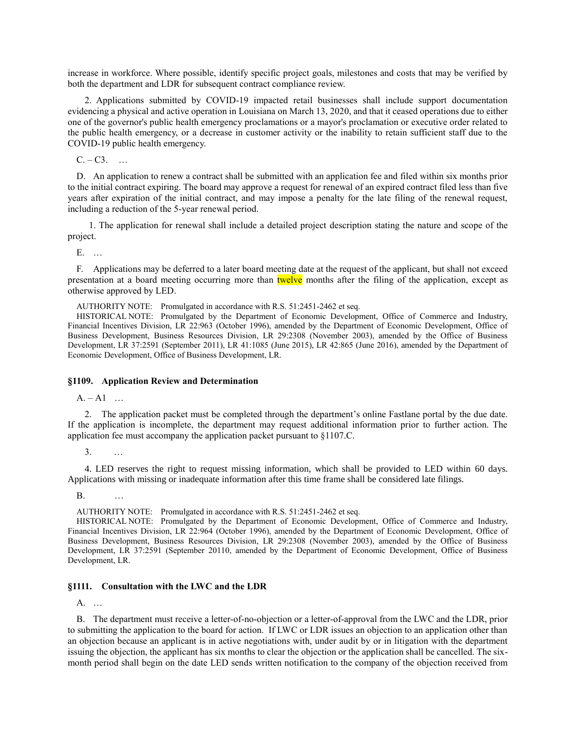increase in workforce. Where possible, identify specific project goals, milestones and costs that may be verified by both the department and LDR for subsequent contract compliance review.

2. Applications submitted by COVID-19 impacted retail businesses shall include support documentation evidencing a physical and active operation in Louisiana on March 13, 2020, and that it ceased operations due to either one of the governor's public health emergency proclamations or a mayor's proclamation or executive order related to the public health emergency, or a decrease in customer activity or the inability to retain sufficient staff due to the COVID-19 public health emergency.

C. – C3. …

D. An application to renew a contract shall be submitted with an application fee and filed within six months prior to the initial contract expiring. The board may approve a request for renewal of an expired contract filed less than five years after expiration of the initial contract, and may impose a penalty for the late filing of the renewal request, including a reduction of the 5-year renewal period.

1. The application for renewal shall include a detailed project description stating the nature and scope of the project.

E. …

F. Applications may be deferred to a later board meeting date at the request of the applicant, but shall not exceed presentation at a board meeting occurring more than twelve months after the filing of the application, except as otherwise approved by LED.

AUTHORITY NOTE: Promulgated in accordance with R.S. 51:2451-2462 et seq.

HISTORICAL NOTE: Promulgated by the Department of Economic Development, Office of Commerce and Industry, Financial Incentives Division, LR 22:963 (October 1996), amended by the Department of Economic Development, Office of Business Development, Business Resources Division, LR 29:2308 (November 2003), amended by the Office of Business Development, LR 37:2591 (September 2011), LR 41:1085 (June 2015), LR 42:865 (June 2016), amended by the Department of Economic Development, Office of Business Development, LR.

### §1109. Application Review and Determination

A. – A1 …

2. The application packet must be completed through the department's online Fastlane portal by the due date. If the application is incomplete, the department may request additional information prior to further action. The application fee must accompany the application packet pursuant to §1107.C.

3. …

4. LED reserves the right to request missing information, which shall be provided to LED within 60 days. Applications with missing or inadequate information after this time frame shall be considered late filings.

B. …

AUTHORITY NOTE: Promulgated in accordance with R.S. 51:2451-2462 et seq.

HISTORICAL NOTE: Promulgated by the Department of Economic Development, Office of Commerce and Industry, Financial Incentives Division, LR 22:964 (October 1996), amended by the Department of Economic Development, Office of Business Development, Business Resources Division, LR 29:2308 (November 2003), amended by the Office of Business Development, LR 37:2591 (September 20110, amended by the Department of Economic Development, Office of Business Development, LR.

### §1111. Consultation with the LWC and the LDR

A. …

B. The department must receive a letter-of-no-objection or a letter-of-approval from the LWC and the LDR, prior to submitting the application to the board for action. If LWC or LDR issues an objection to an application other than an objection because an applicant is in active negotiations with, under audit by or in litigation with the department issuing the objection, the applicant has six months to clear the objection or the application shall be cancelled. The six-month period shall begin on the date LED sends written notification to the company of the objection received from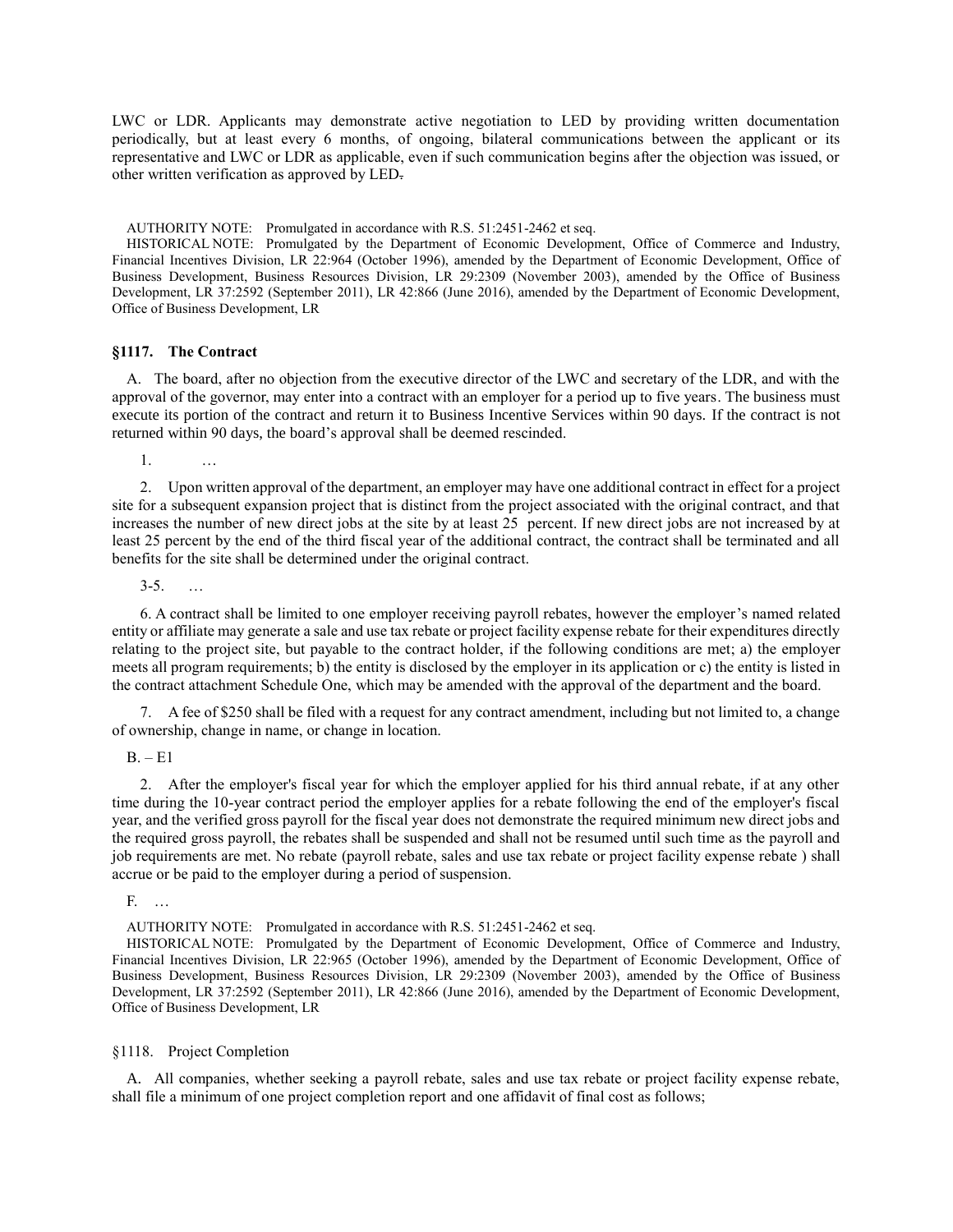LWC or LDR. Applicants may demonstrate active negotiation to LED by providing written documentation periodically, but at least every 6 months, of ongoing, bilateral communications between the applicant or its representative and LWC or LDR as applicable, even if such communication begins after the objection was issued, or other written verification as approved by LED.

AUTHORITY NOTE: Promulgated in accordance with R.S. 51:2451-2462 et seq.

HISTORICAL NOTE: Promulgated by the Department of Economic Development, Office of Commerce and Industry, Financial Incentives Division, LR 22:964 (October 1996), amended by the Department of Economic Development, Office of Business Development, Business Resources Division, LR 29:2309 (November 2003), amended by the Office of Business Development, LR 37:2592 (September 2011), LR 42:866 (June 2016), amended by the Department of Economic Development, Office of Business Development, LR

### §1117. The Contract

A. The board, after no objection from the executive director of the LWC and secretary of the LDR, and with the approval of the governor, may enter into a contract with an employer for a period up to five years. The business must execute its portion of the contract and return it to Business Incentive Services within 90 days. If the contract is not returned within 90 days, the board's approval shall be deemed rescinded.

1. …

2. Upon written approval of the department, an employer may have one additional contract in effect for a project site for a subsequent expansion project that is distinct from the project associated with the original contract, and that increases the number of new direct jobs at the site by at least 25 percent. If new direct jobs are not increased by at least 25 percent by the end of the third fiscal year of the additional contract, the contract shall be terminated and all benefits for the site shall be determined under the original contract.

3-5. …

6. A contract shall be limited to one employer receiving payroll rebates, however the employer's named related entity or affiliate may generate a sale and use tax rebate or project facility expense rebate for their expenditures directly relating to the project site, but payable to the contract holder, if the following conditions are met; a) the employer meets all program requirements; b) the entity is disclosed by the employer in its application or c) the entity is listed in the contract attachment Schedule One, which may be amended with the approval of the department and the board.

7. A fee of $250 shall be filed with a request for any contract amendment, including but not limited to, a change of ownership, change in name, or change in location.

B. – E1

2. After the employer's fiscal year for which the employer applied for his third annual rebate, if at any other time during the 10-year contract period the employer applies for a rebate following the end of the employer's fiscal year, and the verified gross payroll for the fiscal year does not demonstrate the required minimum new direct jobs and the required gross payroll, the rebates shall be suspended and shall not be resumed until such time as the payroll and job requirements are met. No rebate (payroll rebate, sales and use tax rebate or project facility expense rebate ) shall accrue or be paid to the employer during a period of suspension.

F. …

AUTHORITY NOTE: Promulgated in accordance with R.S. 51:2451-2462 et seq.

HISTORICAL NOTE: Promulgated by the Department of Economic Development, Office of Commerce and Industry, Financial Incentives Division, LR 22:965 (October 1996), amended by the Department of Economic Development, Office of Business Development, Business Resources Division, LR 29:2309 (November 2003), amended by the Office of Business Development, LR 37:2592 (September 2011), LR 42:866 (June 2016), amended by the Department of Economic Development, Office of Business Development, LR

### §1118. Project Completion

A. All companies, whether seeking a payroll rebate, sales and use tax rebate or project facility expense rebate, shall file a minimum of one project completion report and one affidavit of final cost as follows;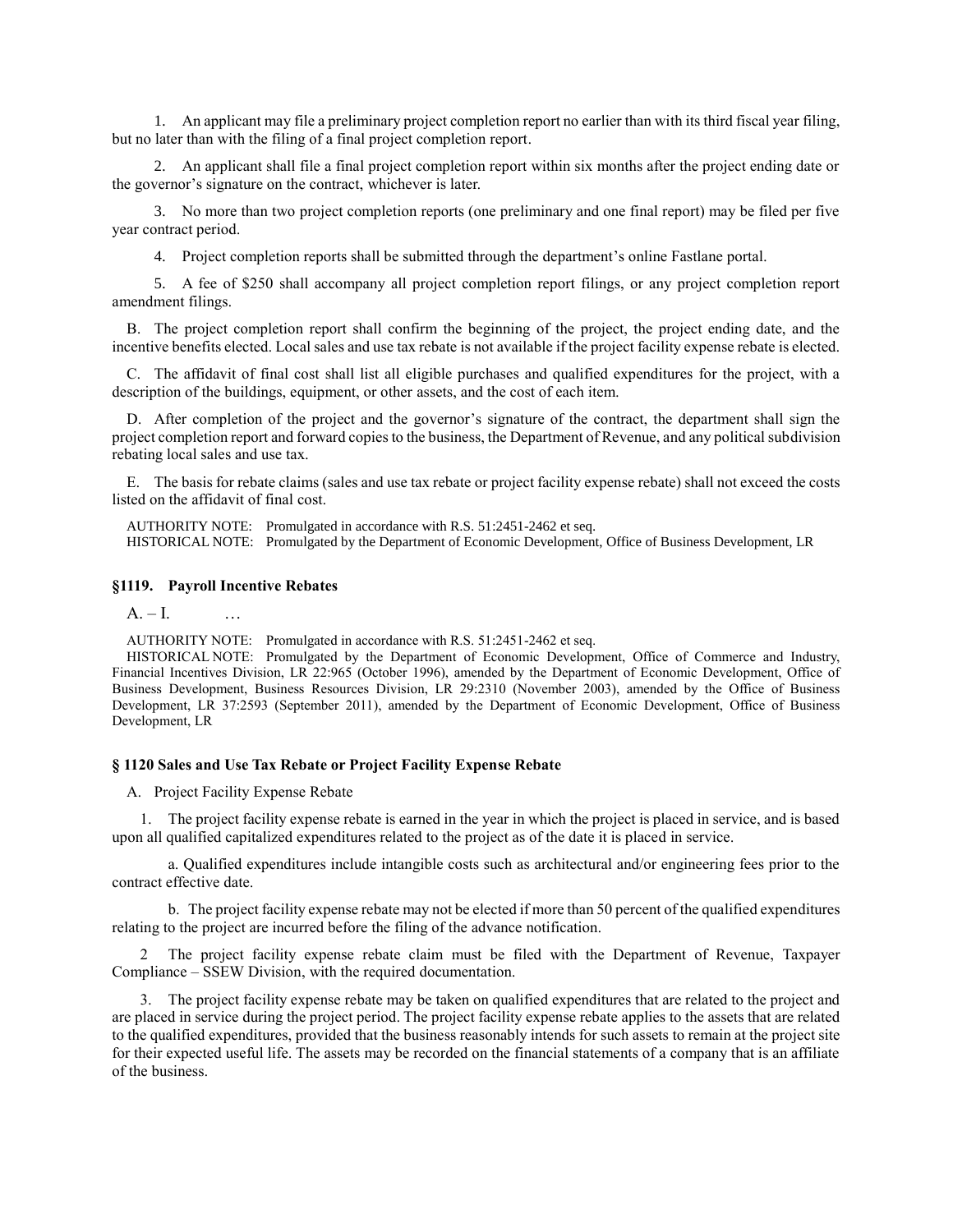1. An applicant may file a preliminary project completion report no earlier than with its third fiscal year filing, but no later than with the filing of a final project completion report.

2. An applicant shall file a final project completion report within six months after the project ending date or the governor's signature on the contract, whichever is later.

3. No more than two project completion reports (one preliminary and one final report) may be filed per five year contract period.

4. Project completion reports shall be submitted through the department's online Fastlane portal.

5. A fee of $250 shall accompany all project completion report filings, or any project completion report amendment filings.

B. The project completion report shall confirm the beginning of the project, the project ending date, and the incentive benefits elected. Local sales and use tax rebate is not available if the project facility expense rebate is elected.

C. The affidavit of final cost shall list all eligible purchases and qualified expenditures for the project, with a description of the buildings, equipment, or other assets, and the cost of each item.

D. After completion of the project and the governor's signature of the contract, the department shall sign the project completion report and forward copies to the business, the Department of Revenue, and any political subdivision rebating local sales and use tax.

E. The basis for rebate claims (sales and use tax rebate or project facility expense rebate) shall not exceed the costs listed on the affidavit of final cost.

AUTHORITY NOTE: Promulgated in accordance with R.S. 51:2451-2462 et seq.
HISTORICAL NOTE: Promulgated by the Department of Economic Development, Office of Business Development, LR

### §1119. Payroll Incentive Rebates

A. – I. …

AUTHORITY NOTE: Promulgated in accordance with R.S. 51:2451-2462 et seq.
HISTORICAL NOTE: Promulgated by the Department of Economic Development, Office of Commerce and Industry, Financial Incentives Division, LR 22:965 (October 1996), amended by the Department of Economic Development, Office of Business Development, Business Resources Division, LR 29:2310 (November 2003), amended by the Office of Business Development, LR 37:2593 (September 2011), amended by the Department of Economic Development, Office of Business Development, LR

### § 1120 Sales and Use Tax Rebate or Project Facility Expense Rebate

A. Project Facility Expense Rebate

1. The project facility expense rebate is earned in the year in which the project is placed in service, and is based upon all qualified capitalized expenditures related to the project as of the date it is placed in service.

a. Qualified expenditures include intangible costs such as architectural and/or engineering fees prior to the contract effective date.

b. The project facility expense rebate may not be elected if more than 50 percent of the qualified expenditures relating to the project are incurred before the filing of the advance notification.

2 The project facility expense rebate claim must be filed with the Department of Revenue, Taxpayer Compliance – SSEW Division, with the required documentation.

3. The project facility expense rebate may be taken on qualified expenditures that are related to the project and are placed in service during the project period. The project facility expense rebate applies to the assets that are related to the qualified expenditures, provided that the business reasonably intends for such assets to remain at the project site for their expected useful life. The assets may be recorded on the financial statements of a company that is an affiliate of the business.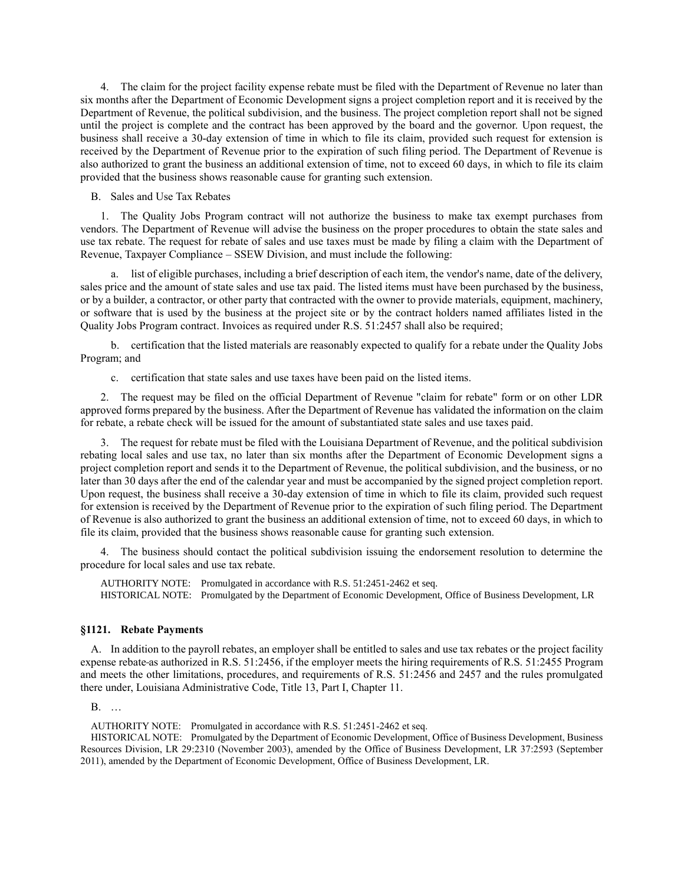4. The claim for the project facility expense rebate must be filed with the Department of Revenue no later than six months after the Department of Economic Development signs a project completion report and it is received by the Department of Revenue, the political subdivision, and the business. The project completion report shall not be signed until the project is complete and the contract has been approved by the board and the governor. Upon request, the business shall receive a 30-day extension of time in which to file its claim, provided such request for extension is received by the Department of Revenue prior to the expiration of such filing period. The Department of Revenue is also authorized to grant the business an additional extension of time, not to exceed 60 days, in which to file its claim provided that the business shows reasonable cause for granting such extension.

B. Sales and Use Tax Rebates

1. The Quality Jobs Program contract will not authorize the business to make tax exempt purchases from vendors. The Department of Revenue will advise the business on the proper procedures to obtain the state sales and use tax rebate. The request for rebate of sales and use taxes must be made by filing a claim with the Department of Revenue, Taxpayer Compliance – SSEW Division, and must include the following:

a. list of eligible purchases, including a brief description of each item, the vendor's name, date of the delivery, sales price and the amount of state sales and use tax paid. The listed items must have been purchased by the business, or by a builder, a contractor, or other party that contracted with the owner to provide materials, equipment, machinery, or software that is used by the business at the project site or by the contract holders named affiliates listed in the Quality Jobs Program contract. Invoices as required under R.S. 51:2457 shall also be required;

b. certification that the listed materials are reasonably expected to qualify for a rebate under the Quality Jobs Program; and

c. certification that state sales and use taxes have been paid on the listed items.

2. The request may be filed on the official Department of Revenue "claim for rebate" form or on other LDR approved forms prepared by the business. After the Department of Revenue has validated the information on the claim for rebate, a rebate check will be issued for the amount of substantiated state sales and use taxes paid.

3. The request for rebate must be filed with the Louisiana Department of Revenue, and the political subdivision rebating local sales and use tax, no later than six months after the Department of Economic Development signs a project completion report and sends it to the Department of Revenue, the political subdivision, and the business, or no later than 30 days after the end of the calendar year and must be accompanied by the signed project completion report. Upon request, the business shall receive a 30-day extension of time in which to file its claim, provided such request for extension is received by the Department of Revenue prior to the expiration of such filing period. The Department of Revenue is also authorized to grant the business an additional extension of time, not to exceed 60 days, in which to file its claim, provided that the business shows reasonable cause for granting such extension.

4. The business should contact the political subdivision issuing the endorsement resolution to determine the procedure for local sales and use tax rebate.

AUTHORITY NOTE: Promulgated in accordance with R.S. 51:2451-2462 et seq.
HISTORICAL NOTE: Promulgated by the Department of Economic Development, Office of Business Development, LR

### §1121. Rebate Payments

A. In addition to the payroll rebates, an employer shall be entitled to sales and use tax rebates or the project facility expense rebate as authorized in R.S. 51:2456, if the employer meets the hiring requirements of R.S. 51:2455 Program and meets the other limitations, procedures, and requirements of R.S. 51:2456 and 2457 and the rules promulgated there under, Louisiana Administrative Code, Title 13, Part I, Chapter 11.

B. …

AUTHORITY NOTE: Promulgated in accordance with R.S. 51:2451-2462 et seq.
HISTORICAL NOTE: Promulgated by the Department of Economic Development, Office of Business Development, Business Resources Division, LR 29:2310 (November 2003), amended by the Office of Business Development, LR 37:2593 (September 2011), amended by the Department of Economic Development, Office of Business Development, LR.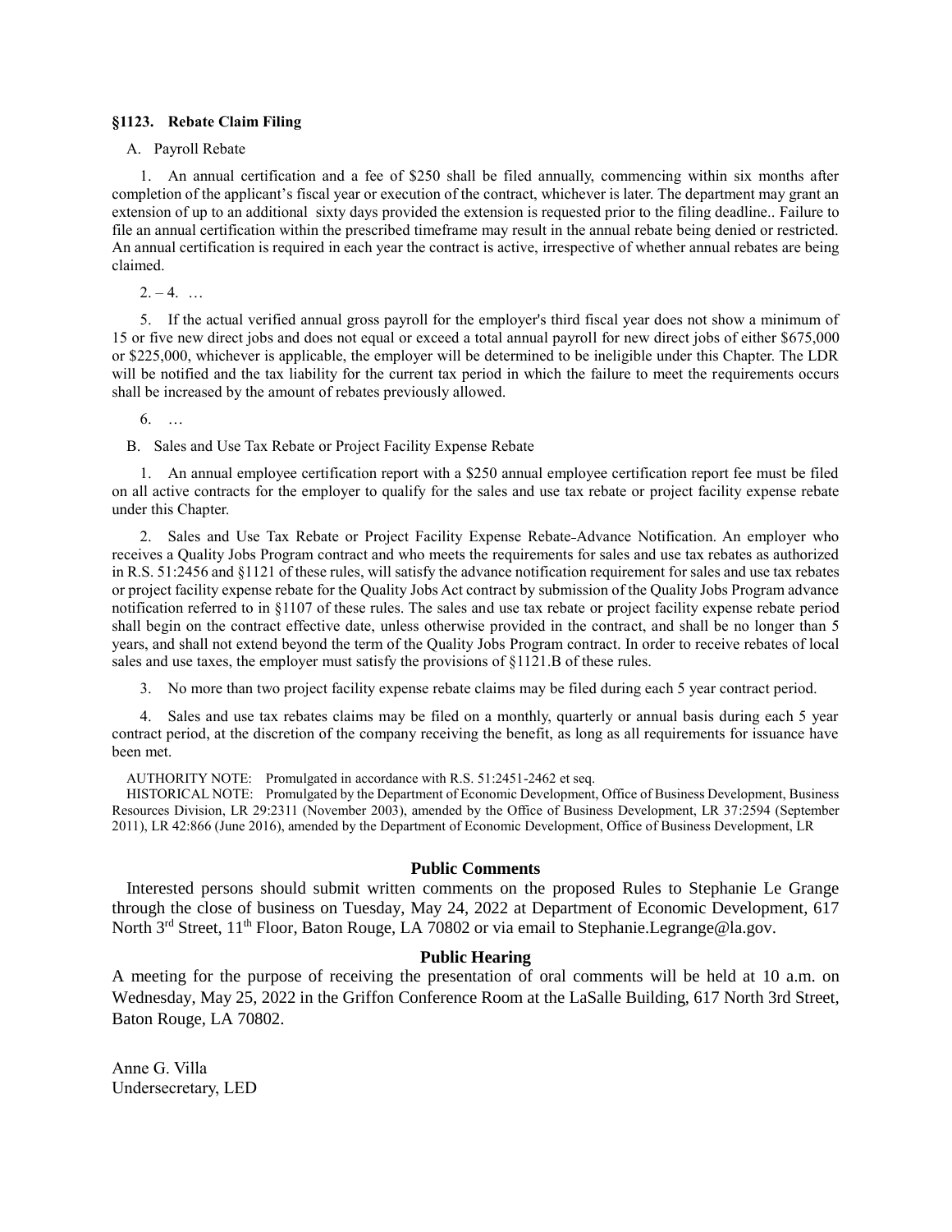### §1123. Rebate Claim Filing

A. Payroll Rebate

1. An annual certification and a fee of $250 shall be filed annually, commencing within six months after completion of the applicant's fiscal year or execution of the contract, whichever is later. The department may grant an extension of up to an additional sixty days provided the extension is requested prior to the filing deadline.. Failure to file an annual certification within the prescribed timeframe may result in the annual rebate being denied or restricted. An annual certification is required in each year the contract is active, irrespective of whether annual rebates are being claimed.

2. – 4. …

5. If the actual verified annual gross payroll for the employer's third fiscal year does not show a minimum of 15 or five new direct jobs and does not equal or exceed a total annual payroll for new direct jobs of either $675,000 or $225,000, whichever is applicable, the employer will be determined to be ineligible under this Chapter. The LDR will be notified and the tax liability for the current tax period in which the failure to meet the requirements occurs shall be increased by the amount of rebates previously allowed.

6. …

B. Sales and Use Tax Rebate or Project Facility Expense Rebate

1. An annual employee certification report with a $250 annual employee certification report fee must be filed on all active contracts for the employer to qualify for the sales and use tax rebate or project facility expense rebate under this Chapter.

2. Sales and Use Tax Rebate or Project Facility Expense Rebate-Advance Notification. An employer who receives a Quality Jobs Program contract and who meets the requirements for sales and use tax rebates as authorized in R.S. 51:2456 and §1121 of these rules, will satisfy the advance notification requirement for sales and use tax rebates or project facility expense rebate for the Quality Jobs Act contract by submission of the Quality Jobs Program advance notification referred to in §1107 of these rules. The sales and use tax rebate or project facility expense rebate period shall begin on the contract effective date, unless otherwise provided in the contract, and shall be no longer than 5 years, and shall not extend beyond the term of the Quality Jobs Program contract. In order to receive rebates of local sales and use taxes, the employer must satisfy the provisions of §1121.B of these rules.

3. No more than two project facility expense rebate claims may be filed during each 5 year contract period.

4. Sales and use tax rebates claims may be filed on a monthly, quarterly or annual basis during each 5 year contract period, at the discretion of the company receiving the benefit, as long as all requirements for issuance have been met.

AUTHORITY NOTE: Promulgated in accordance with R.S. 51:2451-2462 et seq.

HISTORICAL NOTE: Promulgated by the Department of Economic Development, Office of Business Development, Business Resources Division, LR 29:2311 (November 2003), amended by the Office of Business Development, LR 37:2594 (September 2011), LR 42:866 (June 2016), amended by the Department of Economic Development, Office of Business Development, LR

## Public Comments

Interested persons should submit written comments on the proposed Rules to Stephanie Le Grange through the close of business on Tuesday, May 24, 2022 at Department of Economic Development, 617 North 3rd Street, 11th Floor, Baton Rouge, LA 70802 or via email to Stephanie.Legrange@la.gov.

## Public Hearing

A meeting for the purpose of receiving the presentation of oral comments will be held at 10 a.m. on Wednesday, May 25, 2022 in the Griffon Conference Room at the LaSalle Building, 617 North 3rd Street, Baton Rouge, LA 70802.

Anne G. Villa
Undersecretary, LED